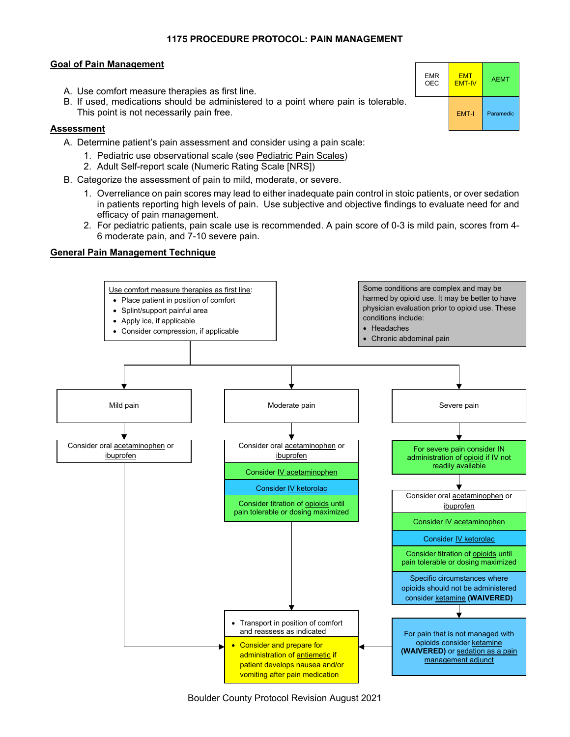# 1175 PROCEDURE PROTOCOL: PAIN MANAGEMENT

| EMR OEC | EMT EMT-IV | AEMT |
|---|---|---|
| | EMT-I | Paramedic |

## Goal of Pain Management

A. Use comfort measure therapies as first line.
B. If used, medications should be administered to a point where pain is tolerable. This point is not necessarily pain free.

## Assessment

A. Determine patient's pain assessment and consider using a pain scale:
   1. Pediatric use observational scale (see Pediatric Pain Scales)
   2. Adult Self-report scale (Numeric Rating Scale [NRS])
B. Categorize the assessment of pain to mild, moderate, or severe.
   1. Overreliance on pain scores may lead to either inadequate pain control in stoic patients, or over sedation in patients reporting high levels of pain. Use subjective and objective findings to evaluate need for and efficacy of pain management.
   2. For pediatric patients, pain scale use is recommended. A pain score of 0-3 is mild pain, scores from 4-6 moderate pain, and 7-10 severe pain.

## General Pain Management Technique

Use comfort measure therapies as first line:
- Place patient in position of comfort
- Splint/support painful area
- Apply ice, if applicable
- Consider compression, if applicable

Some conditions are complex and may be harmed by opioid use. It may be better to have physician evaluation prior to opioid use. These conditions include:
- Headaches
- Chronic abdominal pain

**Mild pain**
- Consider oral acetaminophen or ibuprofen

**Moderate pain**
- Consider oral acetaminophen or ibuprofen
- Consider IV acetaminophen
- Consider IV ketorolac
- Consider titration of opioids until pain tolerable or dosing maximized

**Severe pain**
- For severe pain consider IN administration of opioid if IV not readily available
- Consider oral acetaminophen or ibuprofen
- Consider IV acetaminophen
- Consider IV ketorolac
- Consider titration of opioids until pain tolerable or dosing maximized
- Specific circumstances where opioids should not be administered consider ketamine **(WAIVERED)**
- For pain that is not managed with opioids consider ketamine **(WAIVERED)** or sedation as a pain management adjunct

**All pathways:**
- Transport in position of comfort and reassess as indicated
- Consider and prepare for administration of antiemetic if patient develops nausea and/or vomiting after pain medication

Boulder County Protocol Revision August 2021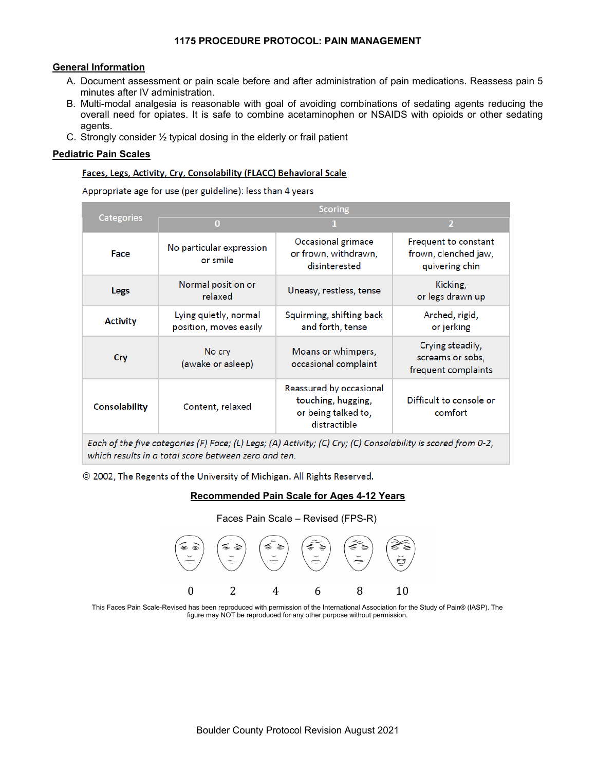# 1175 PROCEDURE PROTOCOL: PAIN MANAGEMENT

## General Information

A. Document assessment or pain scale before and after administration of pain medications. Reassess pain 5 minutes after IV administration.
B. Multi-modal analgesia is reasonable with goal of avoiding combinations of sedating agents reducing the overall need for opiates. It is safe to combine acetaminophen or NSAIDS with opioids or other sedating agents.
C. Strongly consider ½ typical dosing in the elderly or frail patient

## Pediatric Pain Scales

### Faces, Legs, Activity, Cry, Consolability (FLACC) Behavioral Scale

Appropriate age for use (per guideline): less than 4 years

| Categories | Scoring | | |
|---|---|---|---|
| | 0 | 1 | 2 |
| **Face** | No particular expression or smile | Occasional grimace or frown, withdrawn, disinterested | Frequent to constant frown, clenched jaw, quivering chin |
| **Legs** | Normal position or relaxed | Uneasy, restless, tense | Kicking, or legs drawn up |
| **Activity** | Lying quietly, normal position, moves easily | Squirming, shifting back and forth, tense | Arched, rigid, or jerking |
| **Cry** | No cry (awake or asleep) | Moans or whimpers, occasional complaint | Crying steadily, screams or sobs, frequent complaints |
| **Consolability** | Content, relaxed | Reassured by occasional touching, hugging, or being talked to, distractible | Difficult to console or comfort |

*Each of the five categories (F) Face; (L) Legs; (A) Activity; (C) Cry; (C) Consolability is scored from 0-2, which results in a total score between zero and ten.*

© 2002, The Regents of the University of Michigan. All Rights Reserved.

### Recommended Pain Scale for Ages 4-12 Years

Faces Pain Scale – Revised (FPS-R)

0 2 4 6 8 10

This Faces Pain Scale-Revised has been reproduced with permission of the International Association for the Study of Pain® (IASP). The figure may NOT be reproduced for any other purpose without permission.

Boulder County Protocol Revision August 2021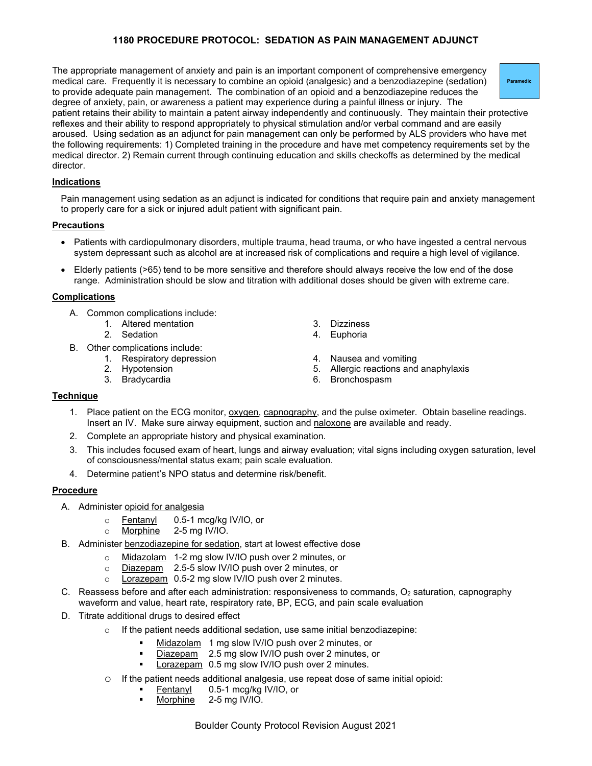# 1180 PROCEDURE PROTOCOL: SEDATION AS PAIN MANAGEMENT ADJUNCT

Paramedic

The appropriate management of anxiety and pain is an important component of comprehensive emergency medical care. Frequently it is necessary to combine an opioid (analgesic) and a benzodiazepine (sedation) to provide adequate pain management. The combination of an opioid and a benzodiazepine reduces the degree of anxiety, pain, or awareness a patient may experience during a painful illness or injury. The patient retains their ability to maintain a patent airway independently and continuously. They maintain their protective reflexes and their ability to respond appropriately to physical stimulation and/or verbal command and are easily aroused. Using sedation as an adjunct for pain management can only be performed by ALS providers who have met the following requirements: 1) Completed training in the procedure and have met competency requirements set by the medical director. 2) Remain current through continuing education and skills checkoffs as determined by the medical director.

## Indications

Pain management using sedation as an adjunct is indicated for conditions that require pain and anxiety management to properly care for a sick or injured adult patient with significant pain.

## Precautions

- Patients with cardiopulmonary disorders, multiple trauma, head trauma, or who have ingested a central nervous system depressant such as alcohol are at increased risk of complications and require a high level of vigilance.
- Elderly patients (>65) tend to be more sensitive and therefore should always receive the low end of the dose range. Administration should be slow and titration with additional doses should be given with extreme care.

## Complications

A. Common complications include:
   1. Altered mentation
   2. Sedation
   3. Dizziness
   4. Euphoria

B. Other complications include:
   1. Respiratory depression
   2. Hypotension
   3. Bradycardia
   4. Nausea and vomiting
   5. Allergic reactions and anaphylaxis
   6. Bronchospasm

## Technique

1. Place patient on the ECG monitor, oxygen, capnography, and the pulse oximeter. Obtain baseline readings. Insert an IV. Make sure airway equipment, suction and naloxone are available and ready.
2. Complete an appropriate history and physical examination.
3. This includes focused exam of heart, lungs and airway evaluation; vital signs including oxygen saturation, level of consciousness/mental status exam; pain scale evaluation.
4. Determine patient's NPO status and determine risk/benefit.

## Procedure

A. Administer opioid for analgesia
   - Fentanyl 0.5-1 mcg/kg IV/IO, or
   - Morphine 2-5 mg IV/IO.

B. Administer benzodiazepine for sedation, start at lowest effective dose
   - Midazolam 1-2 mg slow IV/IO push over 2 minutes, or
   - Diazepam 2.5-5 slow IV/IO push over 2 minutes, or
   - Lorazepam 0.5-2 mg slow IV/IO push over 2 minutes.

C. Reassess before and after each administration: responsiveness to commands, $O_2$ saturation, capnography waveform and value, heart rate, respiratory rate, BP, ECG, and pain scale evaluation

D. Titrate additional drugs to desired effect
   - If the patient needs additional sedation, use same initial benzodiazepine:
     - Midazolam 1 mg slow IV/IO push over 2 minutes, or
     - Diazepam 2.5 mg slow IV/IO push over 2 minutes, or
     - Lorazepam 0.5 mg slow IV/IO push over 2 minutes.
   - If the patient needs additional analgesia, use repeat dose of same initial opioid:
     - Fentanyl 0.5-1 mcg/kg IV/IO, or
     - Morphine 2-5 mg IV/IO.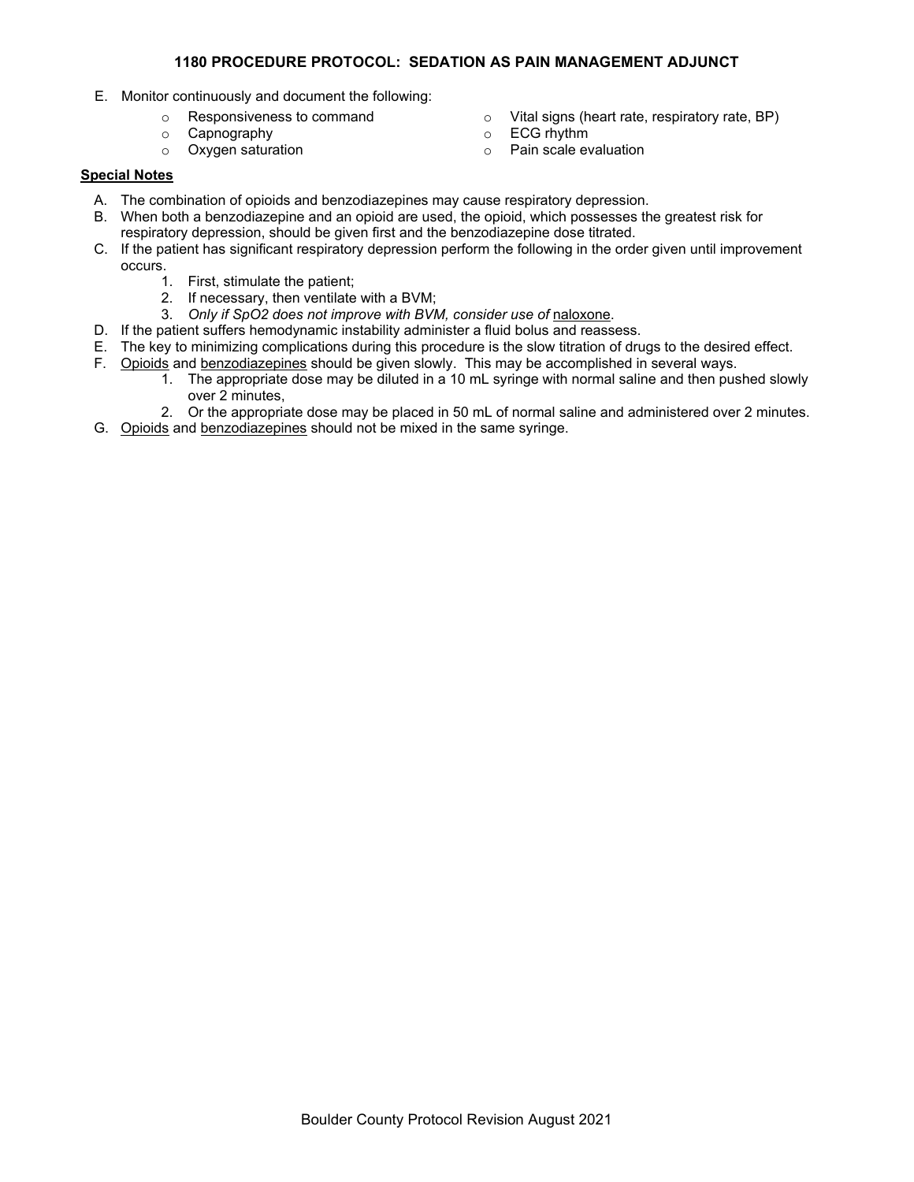# 1180 PROCEDURE PROTOCOL: SEDATION AS PAIN MANAGEMENT ADJUNCT

E. Monitor continuously and document the following:
   - Responsiveness to command
   - Capnography
   - Oxygen saturation
   - Vital signs (heart rate, respiratory rate, BP)
   - ECG rhythm
   - Pain scale evaluation

**Special Notes**

A. The combination of opioids and benzodiazepines may cause respiratory depression.
B. When both a benzodiazepine and an opioid are used, the opioid, which possesses the greatest risk for respiratory depression, should be given first and the benzodiazepine dose titrated.
C. If the patient has significant respiratory depression perform the following in the order given until improvement occurs.
   1. First, stimulate the patient;
   2. If necessary, then ventilate with a BVM;
   3. *Only if SpO2 does not improve with BVM, consider use of* naloxone.
D. If the patient suffers hemodynamic instability administer a fluid bolus and reassess.
E. The key to minimizing complications during this procedure is the slow titration of drugs to the desired effect.
F. Opioids and benzodiazepines should be given slowly. This may be accomplished in several ways.
   1. The appropriate dose may be diluted in a 10 mL syringe with normal saline and then pushed slowly over 2 minutes,
   2. Or the appropriate dose may be placed in 50 mL of normal saline and administered over 2 minutes.
G. Opioids and benzodiazepines should not be mixed in the same syringe.